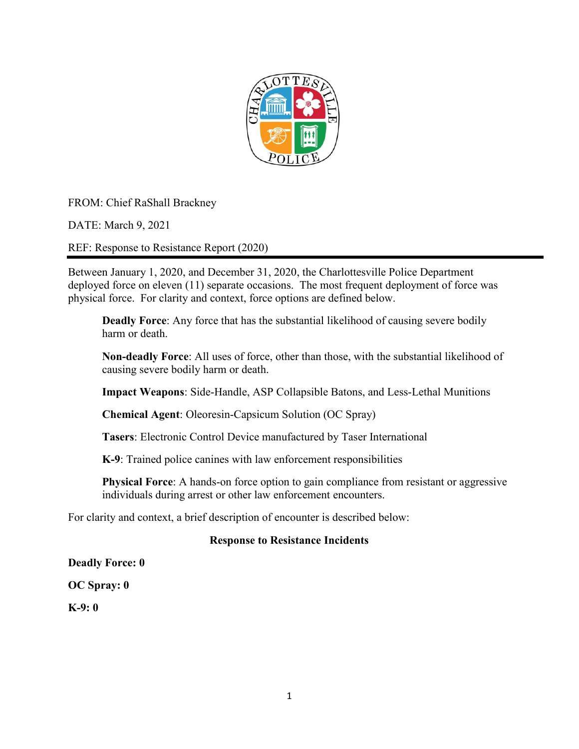FROM: Chief RaShall Brackney

DATE: March 9, 2021

REF: Response to Resistance Report (2020)

---

Between January 1, 2020, and December 31, 2020, the Charlottesville Police Department deployed force on eleven (11) separate occasions. The most frequent deployment of force was physical force. For clarity and context, force options are defined below.

> **Deadly Force**: Any force that has the substantial likelihood of causing severe bodily harm or death.
>
> **Non-deadly Force**: All uses of force, other than those, with the substantial likelihood of causing severe bodily harm or death.
>
> **Impact Weapons**: Side-Handle, ASP Collapsible Batons, and Less-Lethal Munitions
>
> **Chemical Agent**: Oleoresin-Capsicum Solution (OC Spray)
>
> **Tasers**: Electronic Control Device manufactured by Taser International
>
> **K-9**: Trained police canines with law enforcement responsibilities
>
> **Physical Force**: A hands-on force option to gain compliance from resistant or aggressive individuals during arrest or other law enforcement encounters.

For clarity and context, a brief description of encounter is described below:

**Response to Resistance Incidents**

**Deadly Force: 0**

**OC Spray: 0**

**K-9: 0**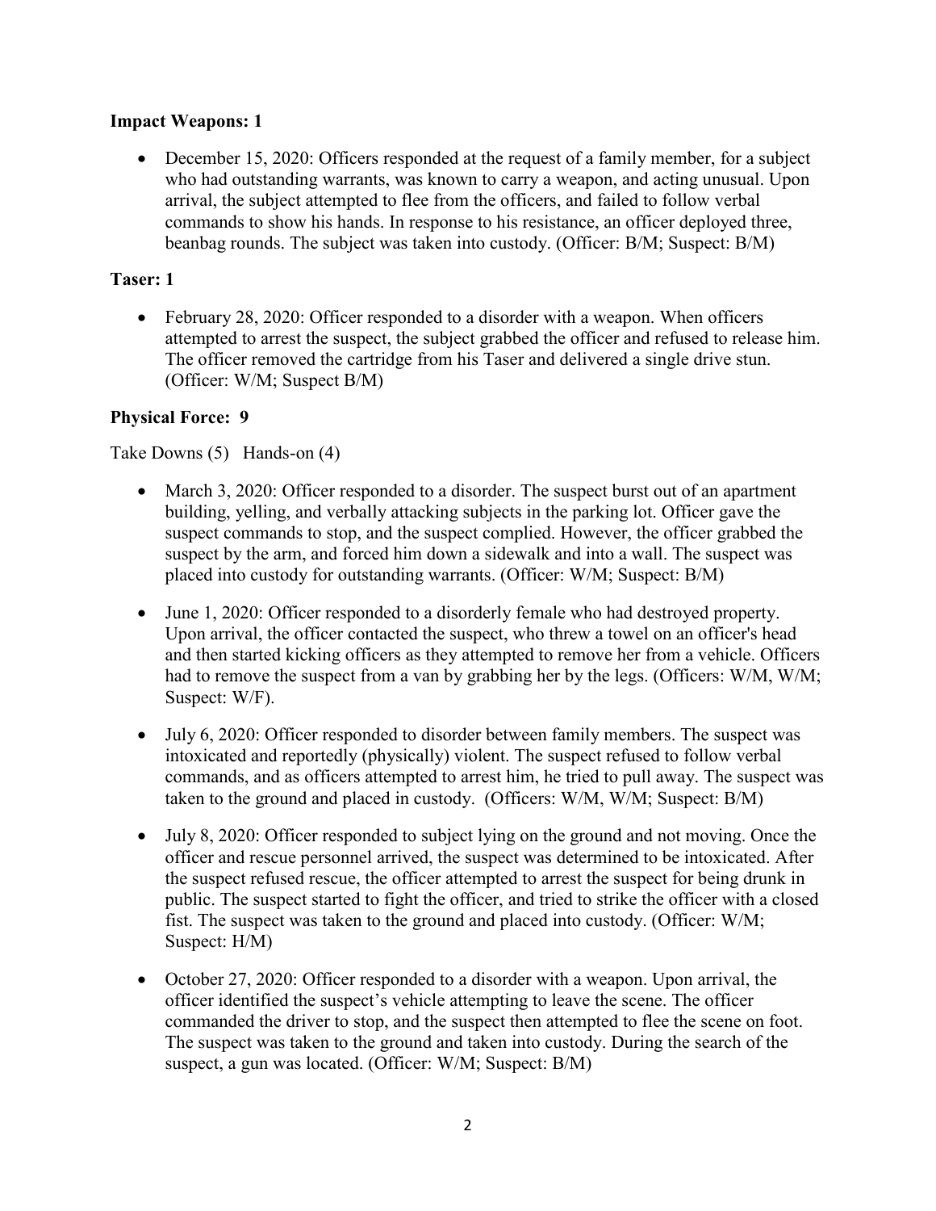**Impact Weapons: 1**

- December 15, 2020: Officers responded at the request of a family member, for a subject who had outstanding warrants, was known to carry a weapon, and acting unusual. Upon arrival, the subject attempted to flee from the officers, and failed to follow verbal commands to show his hands. In response to his resistance, an officer deployed three, beanbag rounds. The subject was taken into custody. (Officer: B/M; Suspect: B/M)

**Taser: 1**

- February 28, 2020: Officer responded to a disorder with a weapon. When officers attempted to arrest the suspect, the subject grabbed the officer and refused to release him. The officer removed the cartridge from his Taser and delivered a single drive stun. (Officer: W/M; Suspect B/M)

**Physical Force: 9**

Take Downs (5) Hands-on (4)

- March 3, 2020: Officer responded to a disorder. The suspect burst out of an apartment building, yelling, and verbally attacking subjects in the parking lot. Officer gave the suspect commands to stop, and the suspect complied. However, the officer grabbed the suspect by the arm, and forced him down a sidewalk and into a wall. The suspect was placed into custody for outstanding warrants. (Officer: W/M; Suspect: B/M)

- June 1, 2020: Officer responded to a disorderly female who had destroyed property. Upon arrival, the officer contacted the suspect, who threw a towel on an officer's head and then started kicking officers as they attempted to remove her from a vehicle. Officers had to remove the suspect from a van by grabbing her by the legs. (Officers: W/M, W/M; Suspect: W/F).

- July 6, 2020: Officer responded to disorder between family members. The suspect was intoxicated and reportedly (physically) violent. The suspect refused to follow verbal commands, and as officers attempted to arrest him, he tried to pull away. The suspect was taken to the ground and placed in custody. (Officers: W/M, W/M; Suspect: B/M)

- July 8, 2020: Officer responded to subject lying on the ground and not moving. Once the officer and rescue personnel arrived, the suspect was determined to be intoxicated. After the suspect refused rescue, the officer attempted to arrest the suspect for being drunk in public. The suspect started to fight the officer, and tried to strike the officer with a closed fist. The suspect was taken to the ground and placed into custody. (Officer: W/M; Suspect: H/M)

- October 27, 2020: Officer responded to a disorder with a weapon. Upon arrival, the officer identified the suspect's vehicle attempting to leave the scene. The officer commanded the driver to stop, and the suspect then attempted to flee the scene on foot. The suspect was taken to the ground and taken into custody. During the search of the suspect, a gun was located. (Officer: W/M; Suspect: B/M)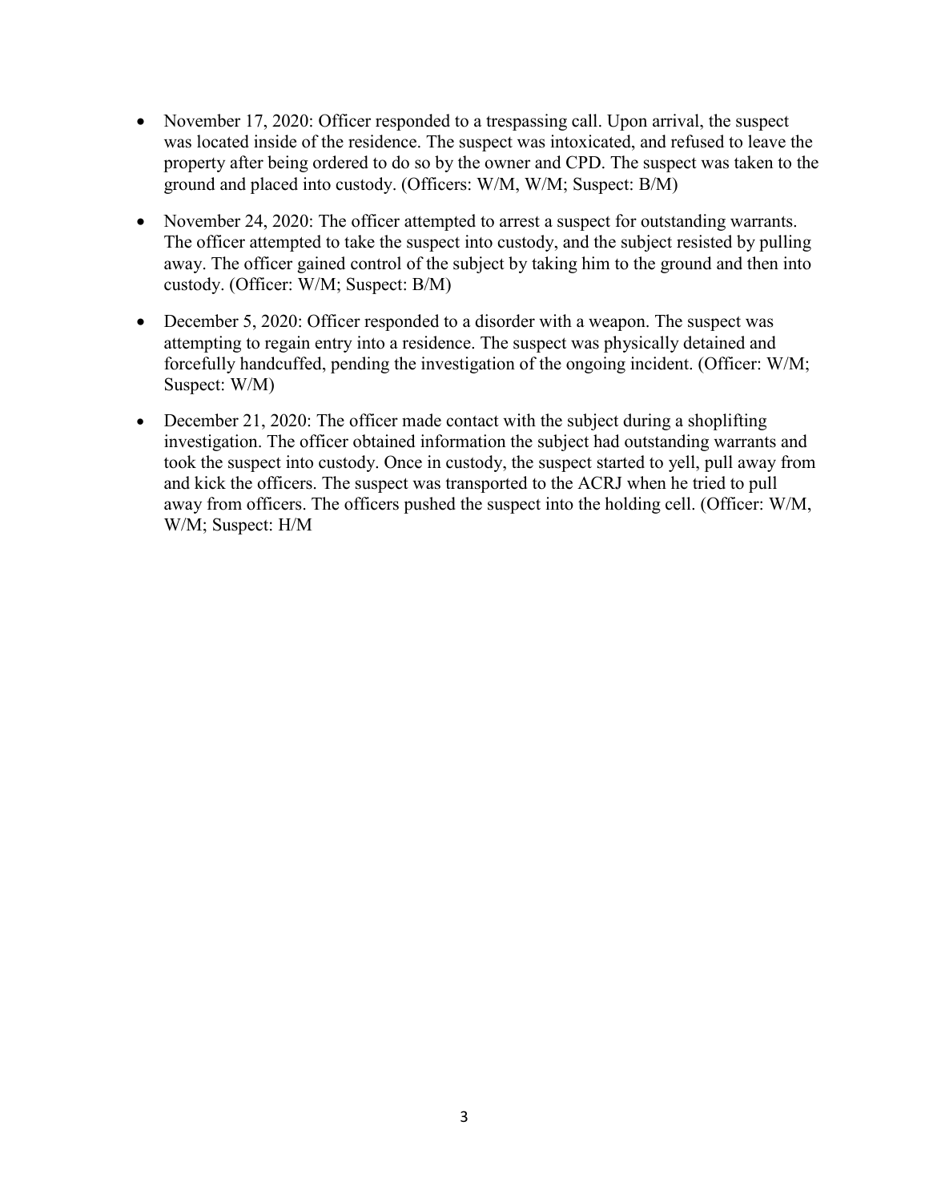- November 17, 2020: Officer responded to a trespassing call. Upon arrival, the suspect was located inside of the residence. The suspect was intoxicated, and refused to leave the property after being ordered to do so by the owner and CPD. The suspect was taken to the ground and placed into custody. (Officers: W/M, W/M; Suspect: B/M)

- November 24, 2020: The officer attempted to arrest a suspect for outstanding warrants. The officer attempted to take the suspect into custody, and the subject resisted by pulling away. The officer gained control of the subject by taking him to the ground and then into custody. (Officer: W/M; Suspect: B/M)

- December 5, 2020: Officer responded to a disorder with a weapon. The suspect was attempting to regain entry into a residence. The suspect was physically detained and forcefully handcuffed, pending the investigation of the ongoing incident. (Officer: W/M; Suspect: W/M)

- December 21, 2020: The officer made contact with the subject during a shoplifting investigation. The officer obtained information the subject had outstanding warrants and took the suspect into custody. Once in custody, the suspect started to yell, pull away from and kick the officers. The suspect was transported to the ACRJ when he tried to pull away from officers. The officers pushed the suspect into the holding cell. (Officer: W/M, W/M; Suspect: H/M